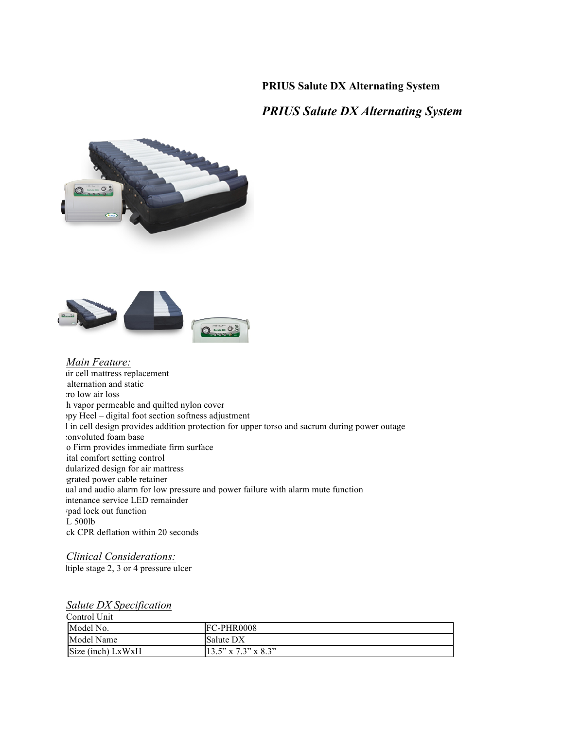**PRIUS Salute DX Alternating System**

## *PRIUS Salute DX Alternating System*

*Main Feature:*

ıir cell mattress replacement
alternation and static
:ro low air loss
h vapor permeable and quilted nylon cover
›py Heel – digital foot section softness adjustment
l in cell design provides addition protection for upper torso and sacrum during power outage
:onvoluted foam base
o Firm provides immediate firm surface
ital comfort setting control
dularized design for air mattress
grated power cable retainer
ual and audio alarm for low pressure and power failure with alarm mute function
intenance service LED remainder
›pad lock out function
L 500lb
ck CPR deflation within 20 seconds

*Clinical Considerations:*

ltiple stage 2, 3 or 4 pressure ulcer

*Salute DX Specification*

Control Unit

| Model No. | FC-PHR0008 |
| --- | --- |
| Model Name | Salute DX |
| Size (inch) LxWxH | 13.5" x 7.3" x 8.3" |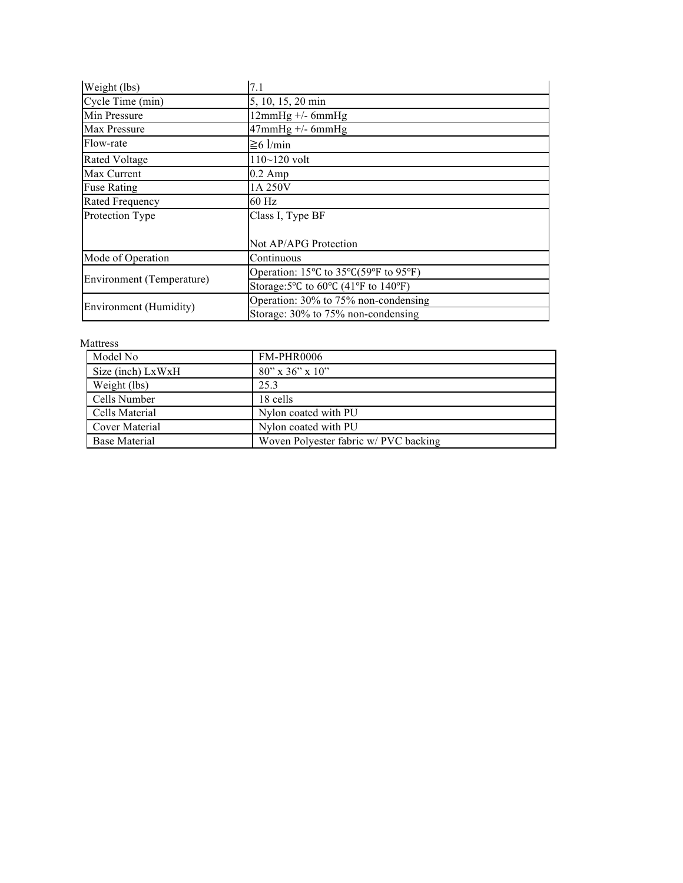| | |
|---|---|
| Weight (lbs) | 7.1 |
| Cycle Time (min) | 5, 10, 15, 20 min |
| Min Pressure | 12mmHg +/- 6mmHg |
| Max Pressure | 47mmHg +/- 6mmHg |
| Flow-rate | ≧6 l/min |
| Rated Voltage | 110~120 volt |
| Max Current | 0.2 Amp |
| Fuse Rating | 1A 250V |
| Rated Frequency | 60 Hz |
| Protection Type | Class I, Type BF<br><br>Not AP/APG Protection |
| Mode of Operation | Continuous |
| Environment (Temperature) | Operation: 15℃ to 35℃(59℉ to 95℉) |
| | Storage:5℃ to 60℃ (41℉ to 140℉) |
| Environment (Humidity) | Operation: 30% to 75% non-condensing |
| | Storage: 30% to 75% non-condensing |

Mattress

| | |
|---|---|
| Model No | FM-PHR0006 |
| Size (inch) LxWxH | 80" x 36" x 10" |
| Weight (lbs) | 25.3 |
| Cells Number | 18 cells |
| Cells Material | Nylon coated with PU |
| Cover Material | Nylon coated with PU |
| Base Material | Woven Polyester fabric w/ PVC backing |